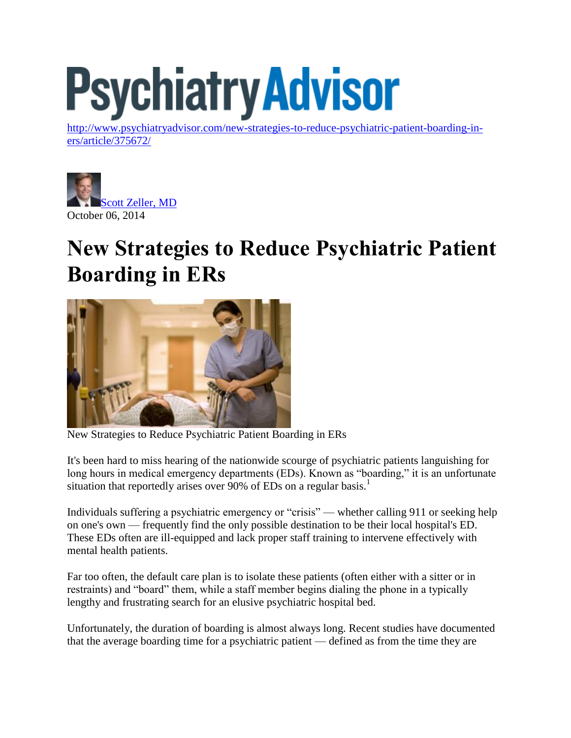PsychiatryAdvisor

http://www.psychiatryadvisor.com/new-strategies-to-reduce-psychiatric-patient-boarding-in-ers/article/375672/

Scott Zeller, MD
October 06, 2014

# New Strategies to Reduce Psychiatric Patient Boarding in ERs

New Strategies to Reduce Psychiatric Patient Boarding in ERs

It's been hard to miss hearing of the nationwide scourge of psychiatric patients languishing for long hours in medical emergency departments (EDs). Known as "boarding," it is an unfortunate situation that reportedly arises over 90% of EDs on a regular basis.[1]

Individuals suffering a psychiatric emergency or "crisis" — whether calling 911 or seeking help on one's own — frequently find the only possible destination to be their local hospital's ED. These EDs often are ill-equipped and lack proper staff training to intervene effectively with mental health patients.

Far too often, the default care plan is to isolate these patients (often either with a sitter or in restraints) and "board" them, while a staff member begins dialing the phone in a typically lengthy and frustrating search for an elusive psychiatric hospital bed.

Unfortunately, the duration of boarding is almost always long. Recent studies have documented that the average boarding time for a psychiatric patient — defined as from the time they are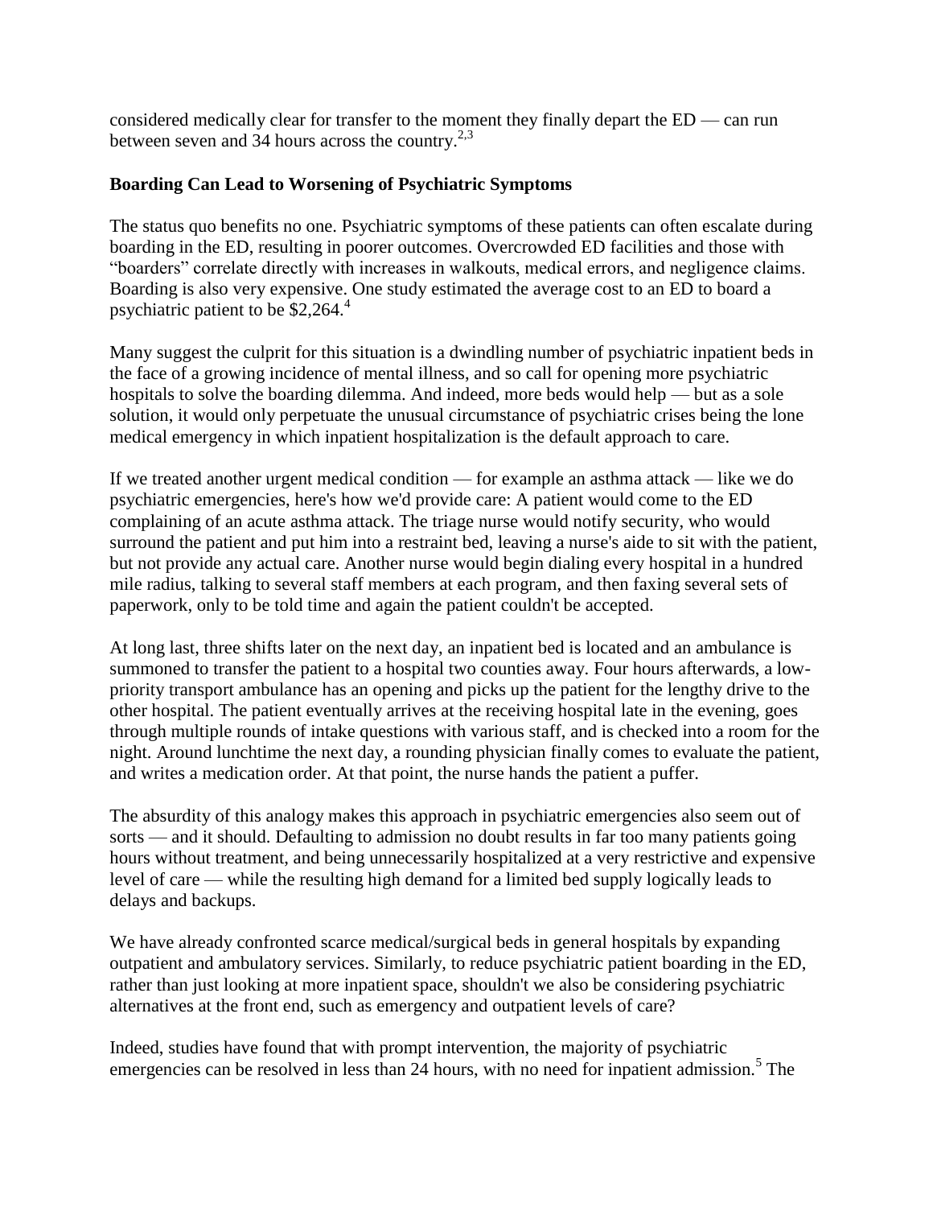considered medically clear for transfer to the moment they finally depart the ED — can run between seven and 34 hours across the country.[2,3]

**Boarding Can Lead to Worsening of Psychiatric Symptoms**

The status quo benefits no one. Psychiatric symptoms of these patients can often escalate during boarding in the ED, resulting in poorer outcomes. Overcrowded ED facilities and those with "boarders" correlate directly with increases in walkouts, medical errors, and negligence claims. Boarding is also very expensive. One study estimated the average cost to an ED to board a psychiatric patient to be $2,264.[4]

Many suggest the culprit for this situation is a dwindling number of psychiatric inpatient beds in the face of a growing incidence of mental illness, and so call for opening more psychiatric hospitals to solve the boarding dilemma. And indeed, more beds would help — but as a sole solution, it would only perpetuate the unusual circumstance of psychiatric crises being the lone medical emergency in which inpatient hospitalization is the default approach to care.

If we treated another urgent medical condition — for example an asthma attack — like we do psychiatric emergencies, here's how we'd provide care: A patient would come to the ED complaining of an acute asthma attack. The triage nurse would notify security, who would surround the patient and put him into a restraint bed, leaving a nurse's aide to sit with the patient, but not provide any actual care. Another nurse would begin dialing every hospital in a hundred mile radius, talking to several staff members at each program, and then faxing several sets of paperwork, only to be told time and again the patient couldn't be accepted.

At long last, three shifts later on the next day, an inpatient bed is located and an ambulance is summoned to transfer the patient to a hospital two counties away. Four hours afterwards, a low-priority transport ambulance has an opening and picks up the patient for the lengthy drive to the other hospital. The patient eventually arrives at the receiving hospital late in the evening, goes through multiple rounds of intake questions with various staff, and is checked into a room for the night. Around lunchtime the next day, a rounding physician finally comes to evaluate the patient, and writes a medication order. At that point, the nurse hands the patient a puffer.

The absurdity of this analogy makes this approach in psychiatric emergencies also seem out of sorts — and it should. Defaulting to admission no doubt results in far too many patients going hours without treatment, and being unnecessarily hospitalized at a very restrictive and expensive level of care — while the resulting high demand for a limited bed supply logically leads to delays and backups.

We have already confronted scarce medical/surgical beds in general hospitals by expanding outpatient and ambulatory services. Similarly, to reduce psychiatric patient boarding in the ED, rather than just looking at more inpatient space, shouldn't we also be considering psychiatric alternatives at the front end, such as emergency and outpatient levels of care?

Indeed, studies have found that with prompt intervention, the majority of psychiatric emergencies can be resolved in less than 24 hours, with no need for inpatient admission.[5] The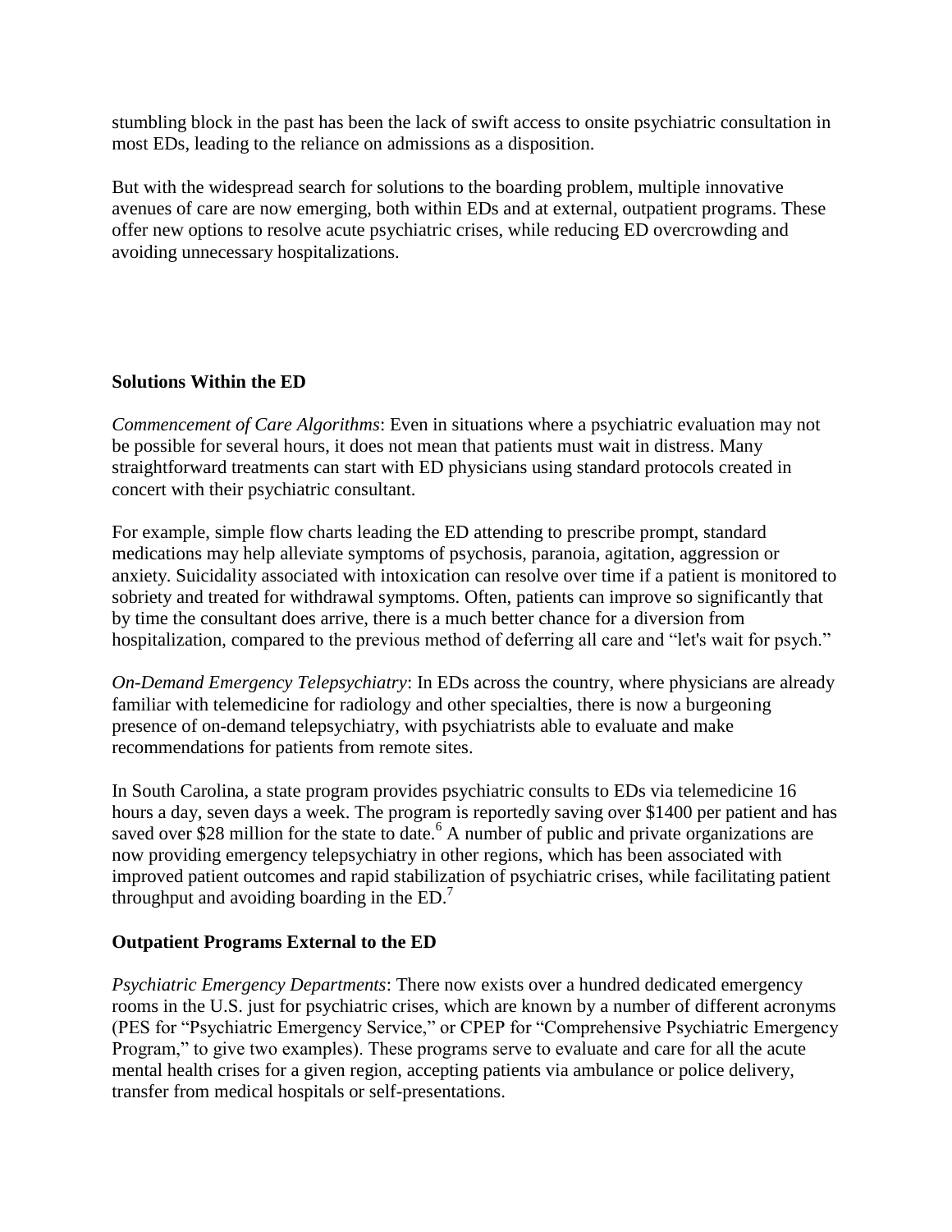stumbling block in the past has been the lack of swift access to onsite psychiatric consultation in most EDs, leading to the reliance on admissions as a disposition.

But with the widespread search for solutions to the boarding problem, multiple innovative avenues of care are now emerging, both within EDs and at external, outpatient programs. These offer new options to resolve acute psychiatric crises, while reducing ED overcrowding and avoiding unnecessary hospitalizations.

## Solutions Within the ED

*Commencement of Care Algorithms*: Even in situations where a psychiatric evaluation may not be possible for several hours, it does not mean that patients must wait in distress. Many straightforward treatments can start with ED physicians using standard protocols created in concert with their psychiatric consultant.

For example, simple flow charts leading the ED attending to prescribe prompt, standard medications may help alleviate symptoms of psychosis, paranoia, agitation, aggression or anxiety. Suicidality associated with intoxication can resolve over time if a patient is monitored to sobriety and treated for withdrawal symptoms. Often, patients can improve so significantly that by time the consultant does arrive, there is a much better chance for a diversion from hospitalization, compared to the previous method of deferring all care and "let's wait for psych."

*On-Demand Emergency Telepsychiatry*: In EDs across the country, where physicians are already familiar with telemedicine for radiology and other specialties, there is now a burgeoning presence of on-demand telepsychiatry, with psychiatrists able to evaluate and make recommendations for patients from remote sites.

In South Carolina, a state program provides psychiatric consults to EDs via telemedicine 16 hours a day, seven days a week. The program is reportedly saving over $1400 per patient and has saved over $28 million for the state to date.[6] A number of public and private organizations are now providing emergency telepsychiatry in other regions, which has been associated with improved patient outcomes and rapid stabilization of psychiatric crises, while facilitating patient throughput and avoiding boarding in the ED.[7]

## Outpatient Programs External to the ED

*Psychiatric Emergency Departments*: There now exists over a hundred dedicated emergency rooms in the U.S. just for psychiatric crises, which are known by a number of different acronyms (PES for "Psychiatric Emergency Service," or CPEP for "Comprehensive Psychiatric Emergency Program," to give two examples). These programs serve to evaluate and care for all the acute mental health crises for a given region, accepting patients via ambulance or police delivery, transfer from medical hospitals or self-presentations.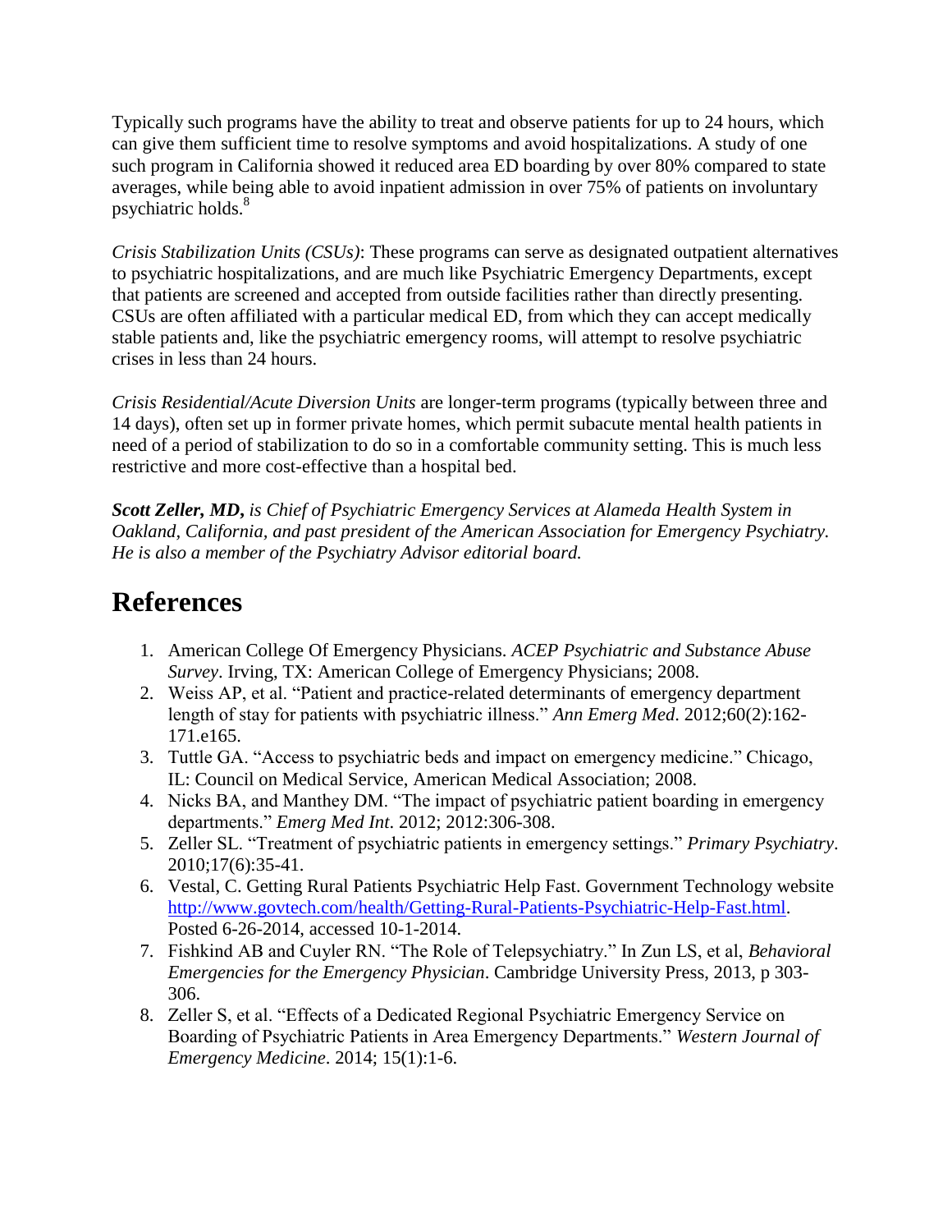Typically such programs have the ability to treat and observe patients for up to 24 hours, which can give them sufficient time to resolve symptoms and avoid hospitalizations. A study of one such program in California showed it reduced area ED boarding by over 80% compared to state averages, while being able to avoid inpatient admission in over 75% of patients on involuntary psychiatric holds.[8]

*Crisis Stabilization Units (CSUs)*: These programs can serve as designated outpatient alternatives to psychiatric hospitalizations, and are much like Psychiatric Emergency Departments, except that patients are screened and accepted from outside facilities rather than directly presenting. CSUs are often affiliated with a particular medical ED, from which they can accept medically stable patients and, like the psychiatric emergency rooms, will attempt to resolve psychiatric crises in less than 24 hours.

*Crisis Residential/Acute Diversion Units* are longer-term programs (typically between three and 14 days), often set up in former private homes, which permit subacute mental health patients in need of a period of stabilization to do so in a comfortable community setting. This is much less restrictive and more cost-effective than a hospital bed.

***Scott Zeller, MD,*** *is Chief of Psychiatric Emergency Services at Alameda Health System in Oakland, California, and past president of the American Association for Emergency Psychiatry. He is also a member of the Psychiatry Advisor editorial board.*

# References

1. American College Of Emergency Physicians. *ACEP Psychiatric and Substance Abuse Survey*. Irving, TX: American College of Emergency Physicians; 2008.
2. Weiss AP, et al. “Patient and practice-related determinants of emergency department length of stay for patients with psychiatric illness.” *Ann Emerg Med*. 2012;60(2):162-171.e165.
3. Tuttle GA. “Access to psychiatric beds and impact on emergency medicine.” Chicago, IL: Council on Medical Service, American Medical Association; 2008.
4. Nicks BA, and Manthey DM. “The impact of psychiatric patient boarding in emergency departments.” *Emerg Med Int*. 2012; 2012:306-308.
5. Zeller SL. “Treatment of psychiatric patients in emergency settings.” *Primary Psychiatry*. 2010;17(6):35-41.
6. Vestal, C. Getting Rural Patients Psychiatric Help Fast. Government Technology website http://www.govtech.com/health/Getting-Rural-Patients-Psychiatric-Help-Fast.html. Posted 6-26-2014, accessed 10-1-2014.
7. Fishkind AB and Cuyler RN. “The Role of Telepsychiatry.” In Zun LS, et al, *Behavioral Emergencies for the Emergency Physician*. Cambridge University Press, 2013, p 303-306.
8. Zeller S, et al. “Effects of a Dedicated Regional Psychiatric Emergency Service on Boarding of Psychiatric Patients in Area Emergency Departments.” *Western Journal of Emergency Medicine*. 2014; 15(1):1-6.